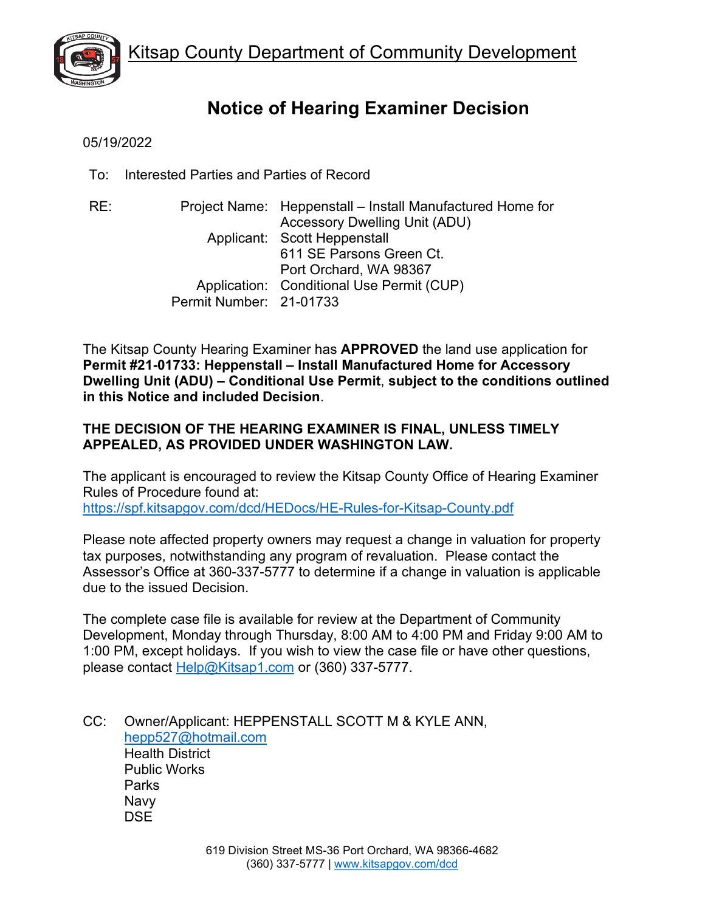# Kitsap County Department of Community Development

## Notice of Hearing Examiner Decision

05/19/2022

To: Interested Parties and Parties of Record

RE:

| | |
|---|---|
| Project Name: | Heppenstall – Install Manufactured Home for Accessory Dwelling Unit (ADU) |
| Applicant: | Scott Heppenstall<br>611 SE Parsons Green Ct.<br>Port Orchard, WA 98367 |
| Application: | Conditional Use Permit (CUP) |
| Permit Number: | 21-01733 |

The Kitsap County Hearing Examiner has **APPROVED** the land use application for **Permit #21-01733: Heppenstall – Install Manufactured Home for Accessory Dwelling Unit (ADU) – Conditional Use Permit**, **subject to the conditions outlined in this Notice and included Decision**.

**THE DECISION OF THE HEARING EXAMINER IS FINAL, UNLESS TIMELY APPEALED, AS PROVIDED UNDER WASHINGTON LAW.**

The applicant is encouraged to review the Kitsap County Office of Hearing Examiner Rules of Procedure found at:
https://spf.kitsapgov.com/dcd/HEDocs/HE-Rules-for-Kitsap-County.pdf

Please note affected property owners may request a change in valuation for property tax purposes, notwithstanding any program of revaluation. Please contact the Assessor's Office at 360-337-5777 to determine if a change in valuation is applicable due to the issued Decision.

The complete case file is available for review at the Department of Community Development, Monday through Thursday, 8:00 AM to 4:00 PM and Friday 9:00 AM to 1:00 PM, except holidays. If you wish to view the case file or have other questions, please contact Help@Kitsap1.com or (360) 337-5777.

CC: Owner/Applicant: HEPPENSTALL SCOTT M & KYLE ANN, hepp527@hotmail.com
Health District
Public Works
Parks
Navy
DSE

619 Division Street MS-36 Port Orchard, WA 98366-4682
(360) 337-5777 | www.kitsapgov.com/dcd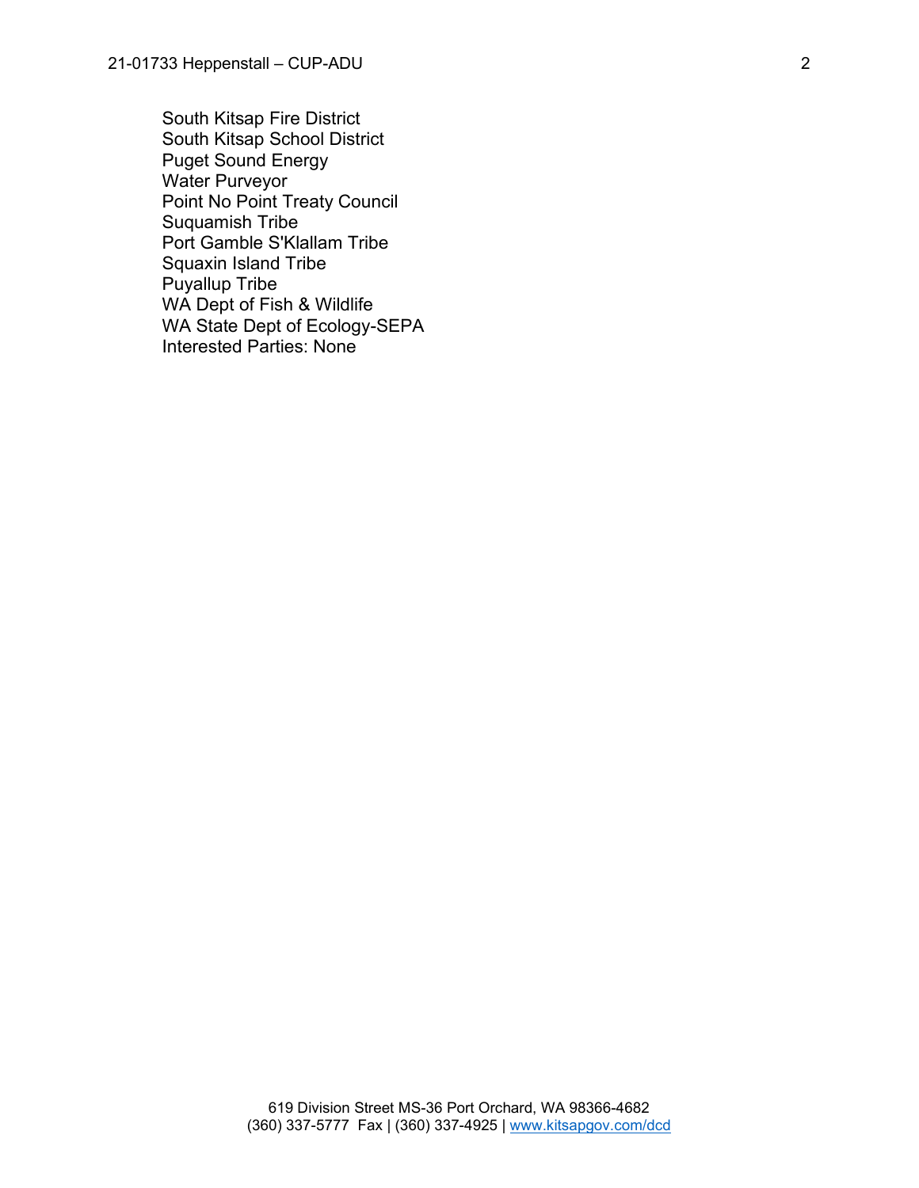South Kitsap Fire District
South Kitsap School District
Puget Sound Energy
Water Purveyor
Point No Point Treaty Council
Suquamish Tribe
Port Gamble S'Klallam Tribe
Squaxin Island Tribe
Puyallup Tribe
WA Dept of Fish & Wildlife
WA State Dept of Ecology-SEPA
Interested Parties: None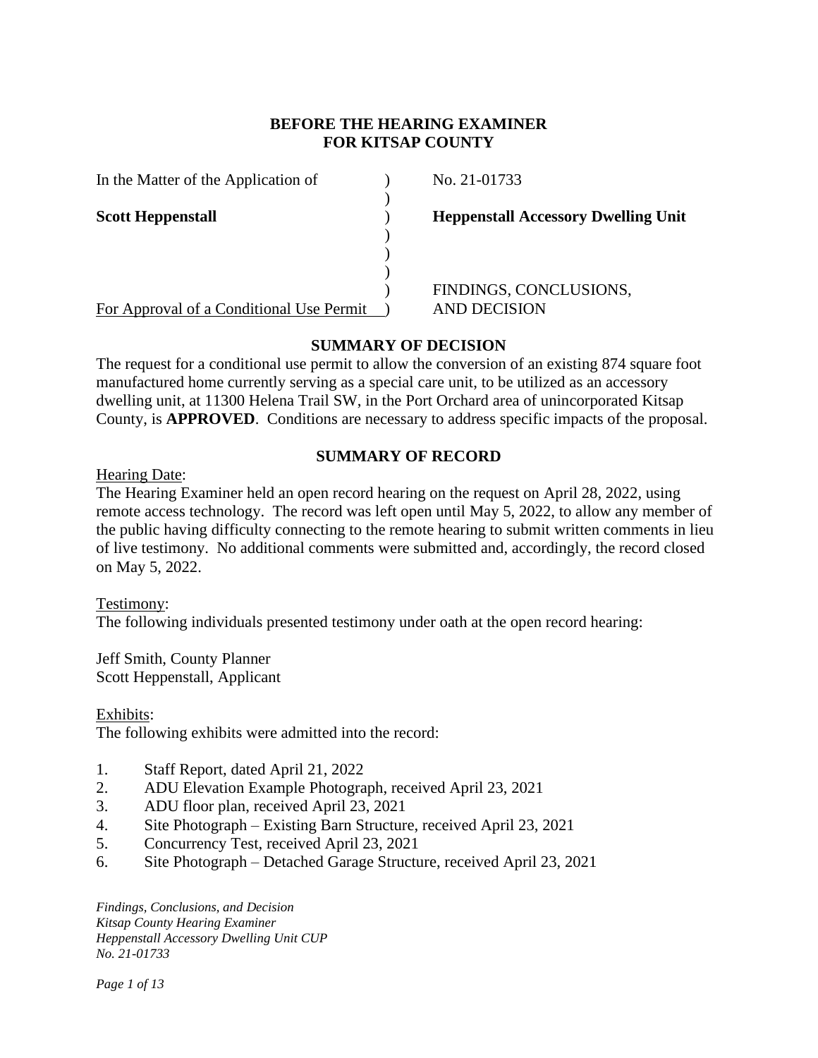# BEFORE THE HEARING EXAMINER
# FOR KITSAP COUNTY

| | | |
|---|---|---|
| In the Matter of the Application of | ) | No. 21-01733 |
| | ) | |
| **Scott Heppenstall** | ) | **Heppenstall Accessory Dwelling Unit** |
| | ) | |
| | ) | |
| | ) | |
| | ) | FINDINGS, CONCLUSIONS, |
| For Approval of a Conditional Use Permit | ) | AND DECISION |

## SUMMARY OF DECISION

The request for a conditional use permit to allow the conversion of an existing 874 square foot manufactured home currently serving as a special care unit, to be utilized as an accessory dwelling unit, at 11300 Helena Trail SW, in the Port Orchard area of unincorporated Kitsap County, is **APPROVED**. Conditions are necessary to address specific impacts of the proposal.

## SUMMARY OF RECORD

Hearing Date:
The Hearing Examiner held an open record hearing on the request on April 28, 2022, using remote access technology. The record was left open until May 5, 2022, to allow any member of the public having difficulty connecting to the remote hearing to submit written comments in lieu of live testimony. No additional comments were submitted and, accordingly, the record closed on May 5, 2022.

Testimony:
The following individuals presented testimony under oath at the open record hearing:

Jeff Smith, County Planner
Scott Heppenstall, Applicant

Exhibits:
The following exhibits were admitted into the record:

1. Staff Report, dated April 21, 2022
2. ADU Elevation Example Photograph, received April 23, 2021
3. ADU floor plan, received April 23, 2021
4. Site Photograph – Existing Barn Structure, received April 23, 2021
5. Concurrency Test, received April 23, 2021
6. Site Photograph – Detached Garage Structure, received April 23, 2021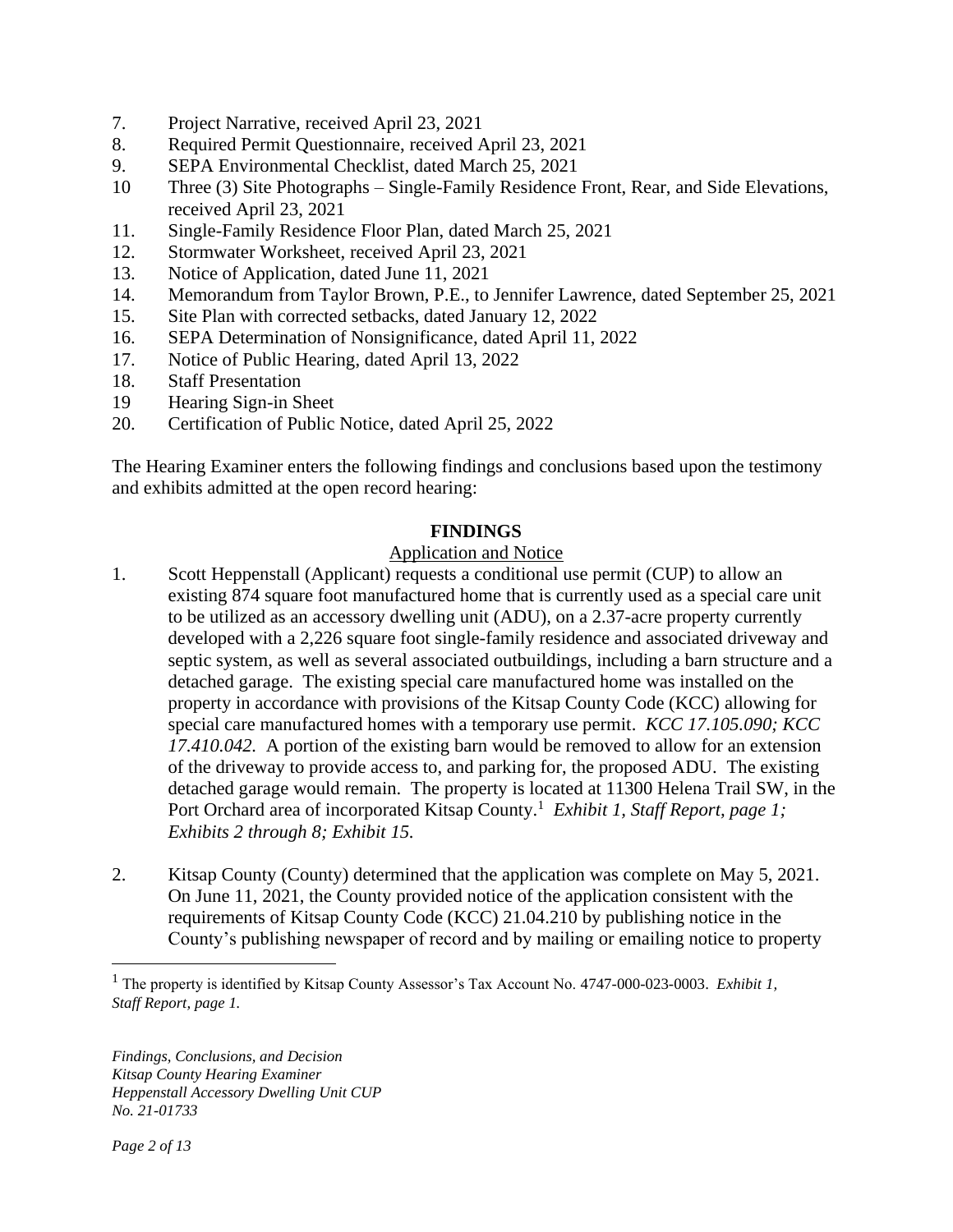7. Project Narrative, received April 23, 2021
8. Required Permit Questionnaire, received April 23, 2021
9. SEPA Environmental Checklist, dated March 25, 2021
10 Three (3) Site Photographs – Single-Family Residence Front, Rear, and Side Elevations, received April 23, 2021
11. Single-Family Residence Floor Plan, dated March 25, 2021
12. Stormwater Worksheet, received April 23, 2021
13. Notice of Application, dated June 11, 2021
14. Memorandum from Taylor Brown, P.E., to Jennifer Lawrence, dated September 25, 2021
15. Site Plan with corrected setbacks, dated January 12, 2022
16. SEPA Determination of Nonsignificance, dated April 11, 2022
17. Notice of Public Hearing, dated April 13, 2022
18. Staff Presentation
19 Hearing Sign-in Sheet
20. Certification of Public Notice, dated April 25, 2022

The Hearing Examiner enters the following findings and conclusions based upon the testimony and exhibits admitted at the open record hearing:

## FINDINGS

### Application and Notice

1. Scott Heppenstall (Applicant) requests a conditional use permit (CUP) to allow an existing 874 square foot manufactured home that is currently used as a special care unit to be utilized as an accessory dwelling unit (ADU), on a 2.37-acre property currently developed with a 2,226 square foot single-family residence and associated driveway and septic system, as well as several associated outbuildings, including a barn structure and a detached garage. The existing special care manufactured home was installed on the property in accordance with provisions of the Kitsap County Code (KCC) allowing for special care manufactured homes with a temporary use permit. *KCC 17.105.090; KCC 17.410.042.* A portion of the existing barn would be removed to allow for an extension of the driveway to provide access to, and parking for, the proposed ADU. The existing detached garage would remain. The property is located at 11300 Helena Trail SW, in the Port Orchard area of incorporated Kitsap County.[1] *Exhibit 1, Staff Report, page 1; Exhibits 2 through 8; Exhibit 15.*

2. Kitsap County (County) determined that the application was complete on May 5, 2021. On June 11, 2021, the County provided notice of the application consistent with the requirements of Kitsap County Code (KCC) 21.04.210 by publishing notice in the County's publishing newspaper of record and by mailing or emailing notice to property

[1] The property is identified by Kitsap County Assessor's Tax Account No. 4747-000-023-0003. *Exhibit 1, Staff Report, page 1.*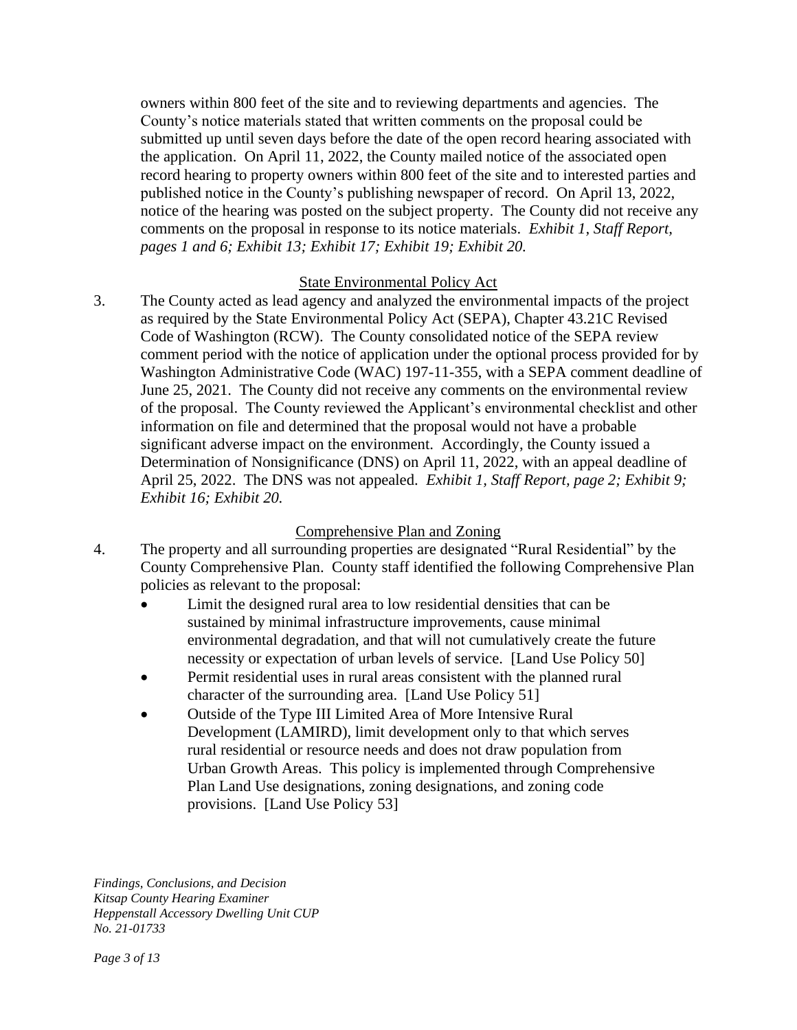owners within 800 feet of the site and to reviewing departments and agencies. The County's notice materials stated that written comments on the proposal could be submitted up until seven days before the date of the open record hearing associated with the application. On April 11, 2022, the County mailed notice of the associated open record hearing to property owners within 800 feet of the site and to interested parties and published notice in the County's publishing newspaper of record. On April 13, 2022, notice of the hearing was posted on the subject property. The County did not receive any comments on the proposal in response to its notice materials. *Exhibit 1, Staff Report, pages 1 and 6; Exhibit 13; Exhibit 17; Exhibit 19; Exhibit 20.*

<u>State Environmental Policy Act</u>

3. The County acted as lead agency and analyzed the environmental impacts of the project as required by the State Environmental Policy Act (SEPA), Chapter 43.21C Revised Code of Washington (RCW). The County consolidated notice of the SEPA review comment period with the notice of application under the optional process provided for by Washington Administrative Code (WAC) 197-11-355, with a SEPA comment deadline of June 25, 2021. The County did not receive any comments on the environmental review of the proposal. The County reviewed the Applicant's environmental checklist and other information on file and determined that the proposal would not have a probable significant adverse impact on the environment. Accordingly, the County issued a Determination of Nonsignificance (DNS) on April 11, 2022, with an appeal deadline of April 25, 2022. The DNS was not appealed. *Exhibit 1, Staff Report, page 2; Exhibit 9; Exhibit 16; Exhibit 20.*

<u>Comprehensive Plan and Zoning</u>

4. The property and all surrounding properties are designated "Rural Residential" by the County Comprehensive Plan. County staff identified the following Comprehensive Plan policies as relevant to the proposal:
   - Limit the designed rural area to low residential densities that can be sustained by minimal infrastructure improvements, cause minimal environmental degradation, and that will not cumulatively create the future necessity or expectation of urban levels of service. [Land Use Policy 50]
   - Permit residential uses in rural areas consistent with the planned rural character of the surrounding area. [Land Use Policy 51]
   - Outside of the Type III Limited Area of More Intensive Rural Development (LAMIRD), limit development only to that which serves rural residential or resource needs and does not draw population from Urban Growth Areas. This policy is implemented through Comprehensive Plan Land Use designations, zoning designations, and zoning code provisions. [Land Use Policy 53]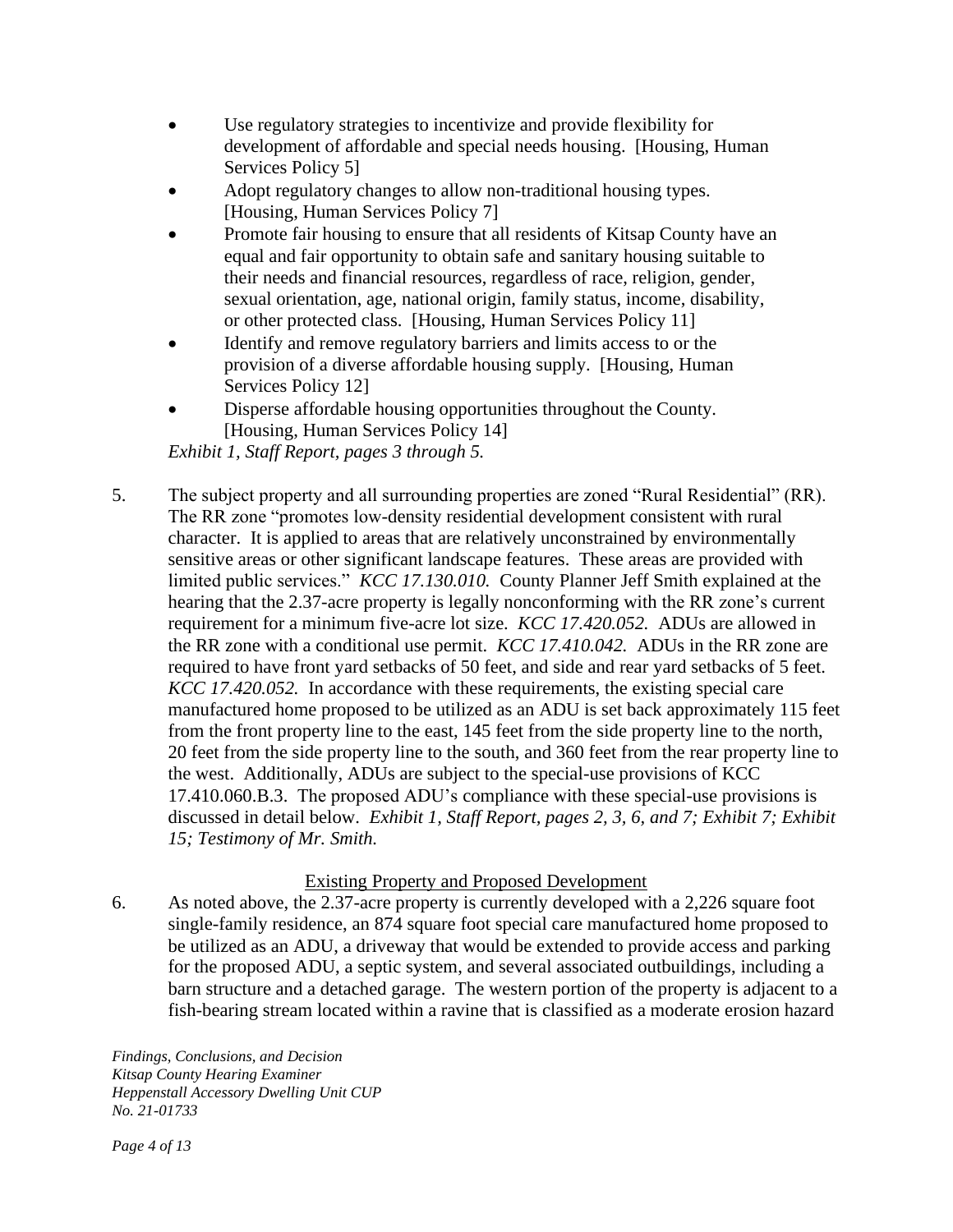- Use regulatory strategies to incentivize and provide flexibility for development of affordable and special needs housing. [Housing, Human Services Policy 5]
- Adopt regulatory changes to allow non-traditional housing types. [Housing, Human Services Policy 7]
- Promote fair housing to ensure that all residents of Kitsap County have an equal and fair opportunity to obtain safe and sanitary housing suitable to their needs and financial resources, regardless of race, religion, gender, sexual orientation, age, national origin, family status, income, disability, or other protected class. [Housing, Human Services Policy 11]
- Identify and remove regulatory barriers and limits access to or the provision of a diverse affordable housing supply. [Housing, Human Services Policy 12]
- Disperse affordable housing opportunities throughout the County. [Housing, Human Services Policy 14]

*Exhibit 1, Staff Report, pages 3 through 5.*

5. The subject property and all surrounding properties are zoned "Rural Residential" (RR). The RR zone "promotes low-density residential development consistent with rural character. It is applied to areas that are relatively unconstrained by environmentally sensitive areas or other significant landscape features. These areas are provided with limited public services." *KCC 17.130.010.* County Planner Jeff Smith explained at the hearing that the 2.37-acre property is legally nonconforming with the RR zone's current requirement for a minimum five-acre lot size. *KCC 17.420.052.* ADUs are allowed in the RR zone with a conditional use permit. *KCC 17.410.042.* ADUs in the RR zone are required to have front yard setbacks of 50 feet, and side and rear yard setbacks of 5 feet. *KCC 17.420.052.* In accordance with these requirements, the existing special care manufactured home proposed to be utilized as an ADU is set back approximately 115 feet from the front property line to the east, 145 feet from the side property line to the north, 20 feet from the side property line to the south, and 360 feet from the rear property line to the west. Additionally, ADUs are subject to the special-use provisions of KCC 17.410.060.B.3. The proposed ADU's compliance with these special-use provisions is discussed in detail below. *Exhibit 1, Staff Report, pages 2, 3, 6, and 7; Exhibit 7; Exhibit 15; Testimony of Mr. Smith.*

<u>Existing Property and Proposed Development</u>

6. As noted above, the 2.37-acre property is currently developed with a 2,226 square foot single-family residence, an 874 square foot special care manufactured home proposed to be utilized as an ADU, a driveway that would be extended to provide access and parking for the proposed ADU, a septic system, and several associated outbuildings, including a barn structure and a detached garage. The western portion of the property is adjacent to a fish-bearing stream located within a ravine that is classified as a moderate erosion hazard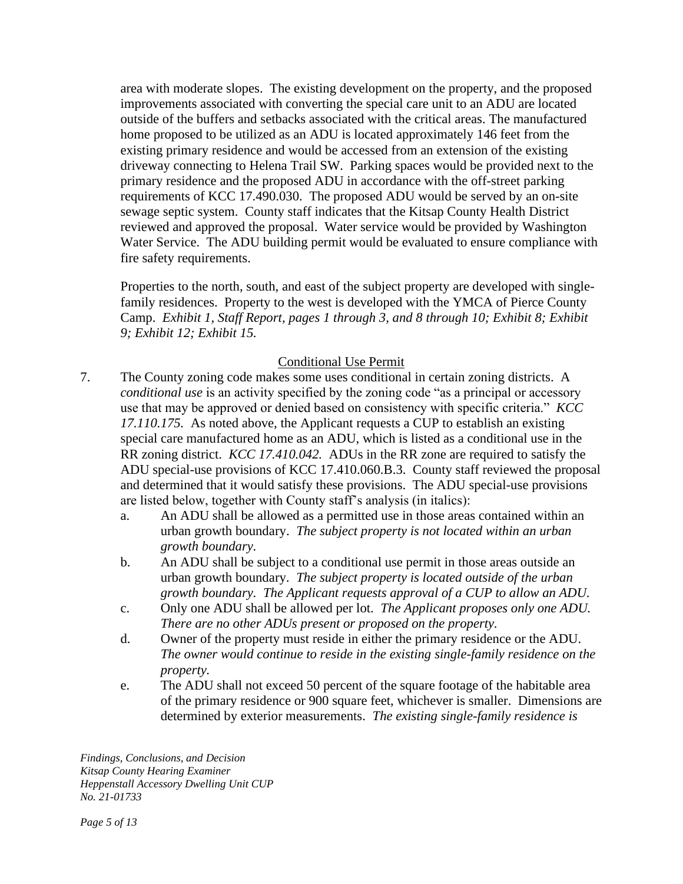area with moderate slopes. The existing development on the property, and the proposed improvements associated with converting the special care unit to an ADU are located outside of the buffers and setbacks associated with the critical areas. The manufactured home proposed to be utilized as an ADU is located approximately 146 feet from the existing primary residence and would be accessed from an extension of the existing driveway connecting to Helena Trail SW. Parking spaces would be provided next to the primary residence and the proposed ADU in accordance with the off-street parking requirements of KCC 17.490.030. The proposed ADU would be served by an on-site sewage septic system. County staff indicates that the Kitsap County Health District reviewed and approved the proposal. Water service would be provided by Washington Water Service. The ADU building permit would be evaluated to ensure compliance with fire safety requirements.

Properties to the north, south, and east of the subject property are developed with single-family residences. Property to the west is developed with the YMCA of Pierce County Camp. *Exhibit 1, Staff Report, pages 1 through 3, and 8 through 10; Exhibit 8; Exhibit 9; Exhibit 12; Exhibit 15.*

<u>Conditional Use Permit</u>

7. The County zoning code makes some uses conditional in certain zoning districts. A *conditional use* is an activity specified by the zoning code "as a principal or accessory use that may be approved or denied based on consistency with specific criteria." *KCC 17.110.175.* As noted above, the Applicant requests a CUP to establish an existing special care manufactured home as an ADU, which is listed as a conditional use in the RR zoning district. *KCC 17.410.042.* ADUs in the RR zone are required to satisfy the ADU special-use provisions of KCC 17.410.060.B.3. County staff reviewed the proposal and determined that it would satisfy these provisions. The ADU special-use provisions are listed below, together with County staff's analysis (in italics):

   a. An ADU shall be allowed as a permitted use in those areas contained within an urban growth boundary. *The subject property is not located within an urban growth boundary.*

   b. An ADU shall be subject to a conditional use permit in those areas outside an urban growth boundary. *The subject property is located outside of the urban growth boundary. The Applicant requests approval of a CUP to allow an ADU.*

   c. Only one ADU shall be allowed per lot. *The Applicant proposes only one ADU. There are no other ADUs present or proposed on the property.*

   d. Owner of the property must reside in either the primary residence or the ADU. *The owner would continue to reside in the existing single-family residence on the property.*

   e. The ADU shall not exceed 50 percent of the square footage of the habitable area of the primary residence or 900 square feet, whichever is smaller. Dimensions are determined by exterior measurements. *The existing single-family residence is*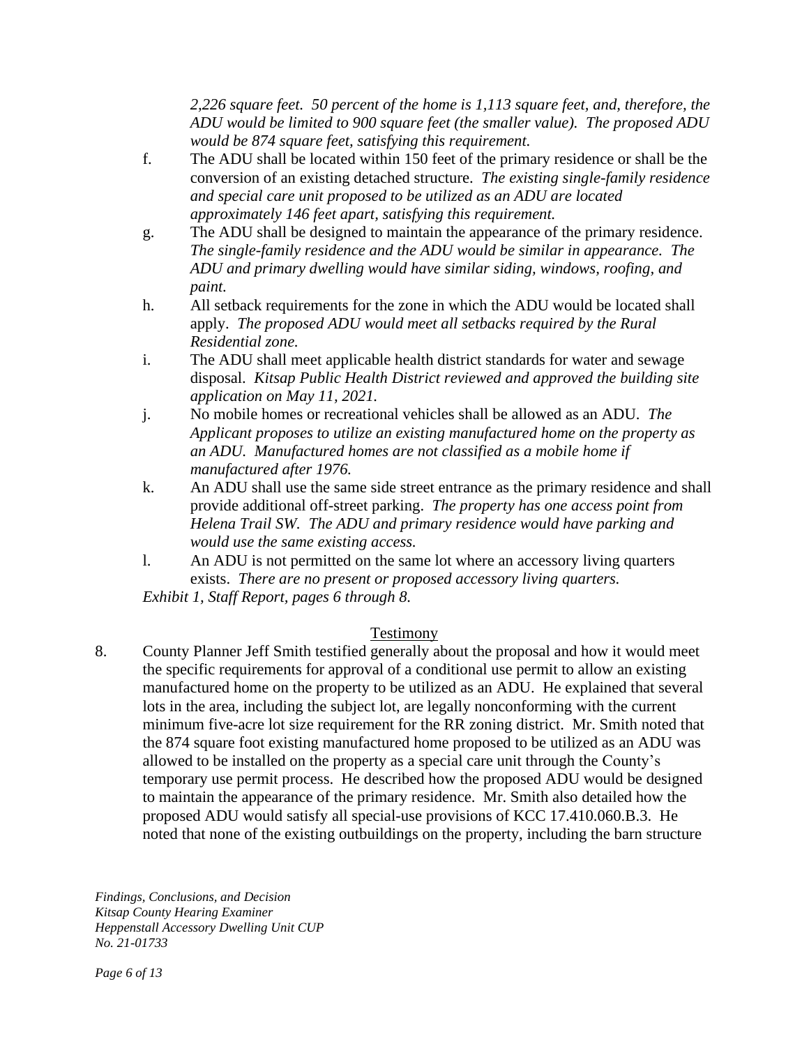*2,226 square feet. 50 percent of the home is 1,113 square feet, and, therefore, the ADU would be limited to 900 square feet (the smaller value). The proposed ADU would be 874 square feet, satisfying this requirement.*

f. The ADU shall be located within 150 feet of the primary residence or shall be the conversion of an existing detached structure. *The existing single-family residence and special care unit proposed to be utilized as an ADU are located approximately 146 feet apart, satisfying this requirement.*

g. The ADU shall be designed to maintain the appearance of the primary residence. *The single-family residence and the ADU would be similar in appearance. The ADU and primary dwelling would have similar siding, windows, roofing, and paint.*

h. All setback requirements for the zone in which the ADU would be located shall apply. *The proposed ADU would meet all setbacks required by the Rural Residential zone.*

i. The ADU shall meet applicable health district standards for water and sewage disposal. *Kitsap Public Health District reviewed and approved the building site application on May 11, 2021.*

j. No mobile homes or recreational vehicles shall be allowed as an ADU. *The Applicant proposes to utilize an existing manufactured home on the property as an ADU. Manufactured homes are not classified as a mobile home if manufactured after 1976.*

k. An ADU shall use the same side street entrance as the primary residence and shall provide additional off-street parking. *The property has one access point from Helena Trail SW. The ADU and primary residence would have parking and would use the same existing access.*

l. An ADU is not permitted on the same lot where an accessory living quarters exists. *There are no present or proposed accessory living quarters.*

*Exhibit 1, Staff Report, pages 6 through 8.*

## Testimony

8. County Planner Jeff Smith testified generally about the proposal and how it would meet the specific requirements for approval of a conditional use permit to allow an existing manufactured home on the property to be utilized as an ADU. He explained that several lots in the area, including the subject lot, are legally nonconforming with the current minimum five-acre lot size requirement for the RR zoning district. Mr. Smith noted that the 874 square foot existing manufactured home proposed to be utilized as an ADU was allowed to be installed on the property as a special care unit through the County's temporary use permit process. He described how the proposed ADU would be designed to maintain the appearance of the primary residence. Mr. Smith also detailed how the proposed ADU would satisfy all special-use provisions of KCC 17.410.060.B.3. He noted that none of the existing outbuildings on the property, including the barn structure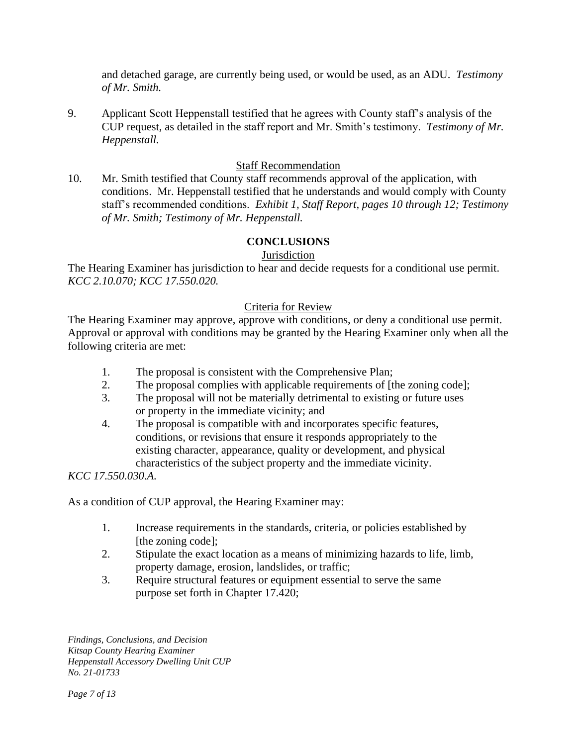and detached garage, are currently being used, or would be used, as an ADU. *Testimony of Mr. Smith.*

9. Applicant Scott Heppenstall testified that he agrees with County staff's analysis of the CUP request, as detailed in the staff report and Mr. Smith's testimony. *Testimony of Mr. Heppenstall.*

<u>Staff Recommendation</u>

10. Mr. Smith testified that County staff recommends approval of the application, with conditions. Mr. Heppenstall testified that he understands and would comply with County staff's recommended conditions. *Exhibit 1, Staff Report, pages 10 through 12; Testimony of Mr. Smith; Testimony of Mr. Heppenstall.*

**CONCLUSIONS**

<u>Jurisdiction</u>

The Hearing Examiner has jurisdiction to hear and decide requests for a conditional use permit. *KCC 2.10.070; KCC 17.550.020.*

<u>Criteria for Review</u>

The Hearing Examiner may approve, approve with conditions, or deny a conditional use permit. Approval or approval with conditions may be granted by the Hearing Examiner only when all the following criteria are met:

1. The proposal is consistent with the Comprehensive Plan;
2. The proposal complies with applicable requirements of [the zoning code];
3. The proposal will not be materially detrimental to existing or future uses or property in the immediate vicinity; and
4. The proposal is compatible with and incorporates specific features, conditions, or revisions that ensure it responds appropriately to the existing character, appearance, quality or development, and physical characteristics of the subject property and the immediate vicinity.

*KCC 17.550.030.A.*

As a condition of CUP approval, the Hearing Examiner may:

1. Increase requirements in the standards, criteria, or policies established by [the zoning code];
2. Stipulate the exact location as a means of minimizing hazards to life, limb, property damage, erosion, landslides, or traffic;
3. Require structural features or equipment essential to serve the same purpose set forth in Chapter 17.420;

*Findings, Conclusions, and Decision*
*Kitsap County Hearing Examiner*
*Heppenstall Accessory Dwelling Unit CUP*
*No. 21-01733*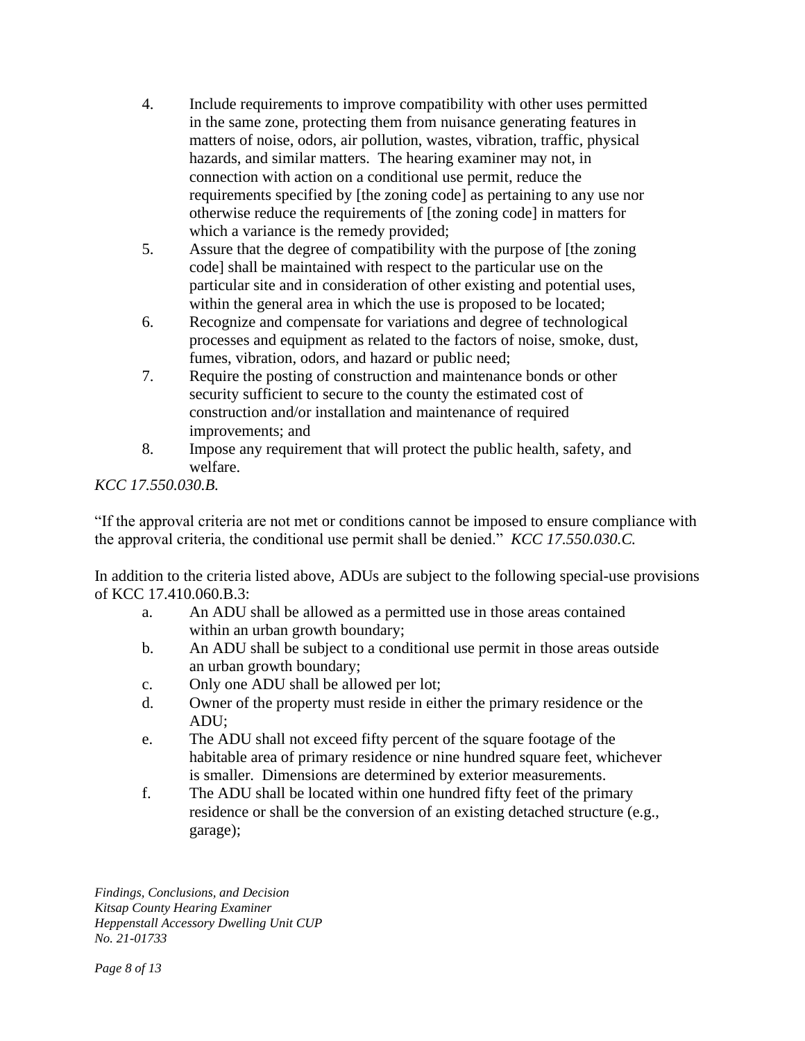4. Include requirements to improve compatibility with other uses permitted in the same zone, protecting them from nuisance generating features in matters of noise, odors, air pollution, wastes, vibration, traffic, physical hazards, and similar matters. The hearing examiner may not, in connection with action on a conditional use permit, reduce the requirements specified by [the zoning code] as pertaining to any use nor otherwise reduce the requirements of [the zoning code] in matters for which a variance is the remedy provided;
5. Assure that the degree of compatibility with the purpose of [the zoning code] shall be maintained with respect to the particular use on the particular site and in consideration of other existing and potential uses, within the general area in which the use is proposed to be located;
6. Recognize and compensate for variations and degree of technological processes and equipment as related to the factors of noise, smoke, dust, fumes, vibration, odors, and hazard or public need;
7. Require the posting of construction and maintenance bonds or other security sufficient to secure to the county the estimated cost of construction and/or installation and maintenance of required improvements; and
8. Impose any requirement that will protect the public health, safety, and welfare.

*KCC 17.550.030.B.*

"If the approval criteria are not met or conditions cannot be imposed to ensure compliance with the approval criteria, the conditional use permit shall be denied." *KCC 17.550.030.C.*

In addition to the criteria listed above, ADUs are subject to the following special-use provisions of KCC 17.410.060.B.3:

a. An ADU shall be allowed as a permitted use in those areas contained within an urban growth boundary;
b. An ADU shall be subject to a conditional use permit in those areas outside an urban growth boundary;
c. Only one ADU shall be allowed per lot;
d. Owner of the property must reside in either the primary residence or the ADU;
e. The ADU shall not exceed fifty percent of the square footage of the habitable area of primary residence or nine hundred square feet, whichever is smaller. Dimensions are determined by exterior measurements.
f. The ADU shall be located within one hundred fifty feet of the primary residence or shall be the conversion of an existing detached structure (e.g., garage);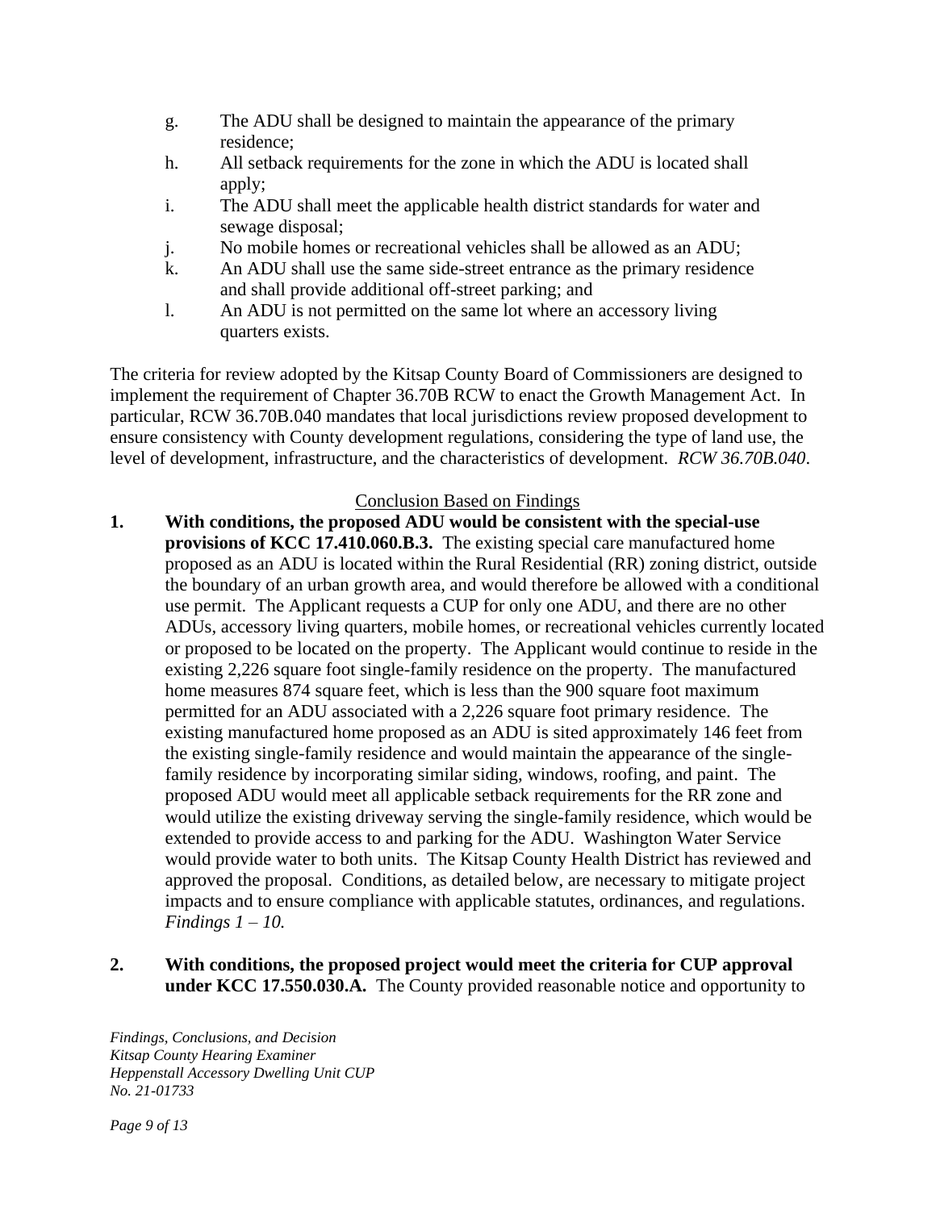g. The ADU shall be designed to maintain the appearance of the primary residence;
h. All setback requirements for the zone in which the ADU is located shall apply;
i. The ADU shall meet the applicable health district standards for water and sewage disposal;
j. No mobile homes or recreational vehicles shall be allowed as an ADU;
k. An ADU shall use the same side-street entrance as the primary residence and shall provide additional off-street parking; and
l. An ADU is not permitted on the same lot where an accessory living quarters exists.

The criteria for review adopted by the Kitsap County Board of Commissioners are designed to implement the requirement of Chapter 36.70B RCW to enact the Growth Management Act. In particular, RCW 36.70B.040 mandates that local jurisdictions review proposed development to ensure consistency with County development regulations, considering the type of land use, the level of development, infrastructure, and the characteristics of development. *RCW 36.70B.040*.

Conclusion Based on Findings

1. **With conditions, the proposed ADU would be consistent with the special-use provisions of KCC 17.410.060.B.3.** The existing special care manufactured home proposed as an ADU is located within the Rural Residential (RR) zoning district, outside the boundary of an urban growth area, and would therefore be allowed with a conditional use permit. The Applicant requests a CUP for only one ADU, and there are no other ADUs, accessory living quarters, mobile homes, or recreational vehicles currently located or proposed to be located on the property. The Applicant would continue to reside in the existing 2,226 square foot single-family residence on the property. The manufactured home measures 874 square feet, which is less than the 900 square foot maximum permitted for an ADU associated with a 2,226 square foot primary residence. The existing manufactured home proposed as an ADU is sited approximately 146 feet from the existing single-family residence and would maintain the appearance of the single-family residence by incorporating similar siding, windows, roofing, and paint. The proposed ADU would meet all applicable setback requirements for the RR zone and would utilize the existing driveway serving the single-family residence, which would be extended to provide access to and parking for the ADU. Washington Water Service would provide water to both units. The Kitsap County Health District has reviewed and approved the proposal. Conditions, as detailed below, are necessary to mitigate project impacts and to ensure compliance with applicable statutes, ordinances, and regulations. *Findings 1 – 10.*

2. **With conditions, the proposed project would meet the criteria for CUP approval under KCC 17.550.030.A.** The County provided reasonable notice and opportunity to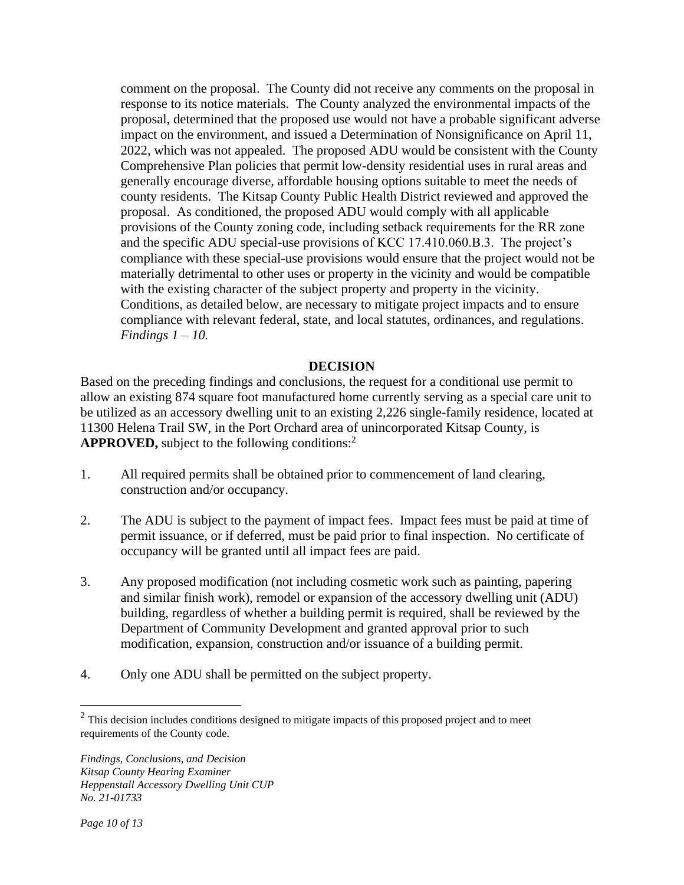comment on the proposal. The County did not receive any comments on the proposal in response to its notice materials. The County analyzed the environmental impacts of the proposal, determined that the proposed use would not have a probable significant adverse impact on the environment, and issued a Determination of Nonsignificance on April 11, 2022, which was not appealed. The proposed ADU would be consistent with the County Comprehensive Plan policies that permit low-density residential uses in rural areas and generally encourage diverse, affordable housing options suitable to meet the needs of county residents. The Kitsap County Public Health District reviewed and approved the proposal. As conditioned, the proposed ADU would comply with all applicable provisions of the County zoning code, including setback requirements for the RR zone and the specific ADU special-use provisions of KCC 17.410.060.B.3. The project's compliance with these special-use provisions would ensure that the project would not be materially detrimental to other uses or property in the vicinity and would be compatible with the existing character of the subject property and property in the vicinity. Conditions, as detailed below, are necessary to mitigate project impacts and to ensure compliance with relevant federal, state, and local statutes, ordinances, and regulations. *Findings 1 – 10.*

## DECISION

Based on the preceding findings and conclusions, the request for a conditional use permit to allow an existing 874 square foot manufactured home currently serving as a special care unit to be utilized as an accessory dwelling unit to an existing 2,226 single-family residence, located at 11300 Helena Trail SW, in the Port Orchard area of unincorporated Kitsap County, is **APPROVED,** subject to the following conditions:[2]

1. All required permits shall be obtained prior to commencement of land clearing, construction and/or occupancy.

2. The ADU is subject to the payment of impact fees. Impact fees must be paid at time of permit issuance, or if deferred, must be paid prior to final inspection. No certificate of occupancy will be granted until all impact fees are paid.

3. Any proposed modification (not including cosmetic work such as painting, papering and similar finish work), remodel or expansion of the accessory dwelling unit (ADU) building, regardless of whether a building permit is required, shall be reviewed by the Department of Community Development and granted approval prior to such modification, expansion, construction and/or issuance of a building permit.

4. Only one ADU shall be permitted on the subject property.

[2] This decision includes conditions designed to mitigate impacts of this proposed project and to meet requirements of the County code.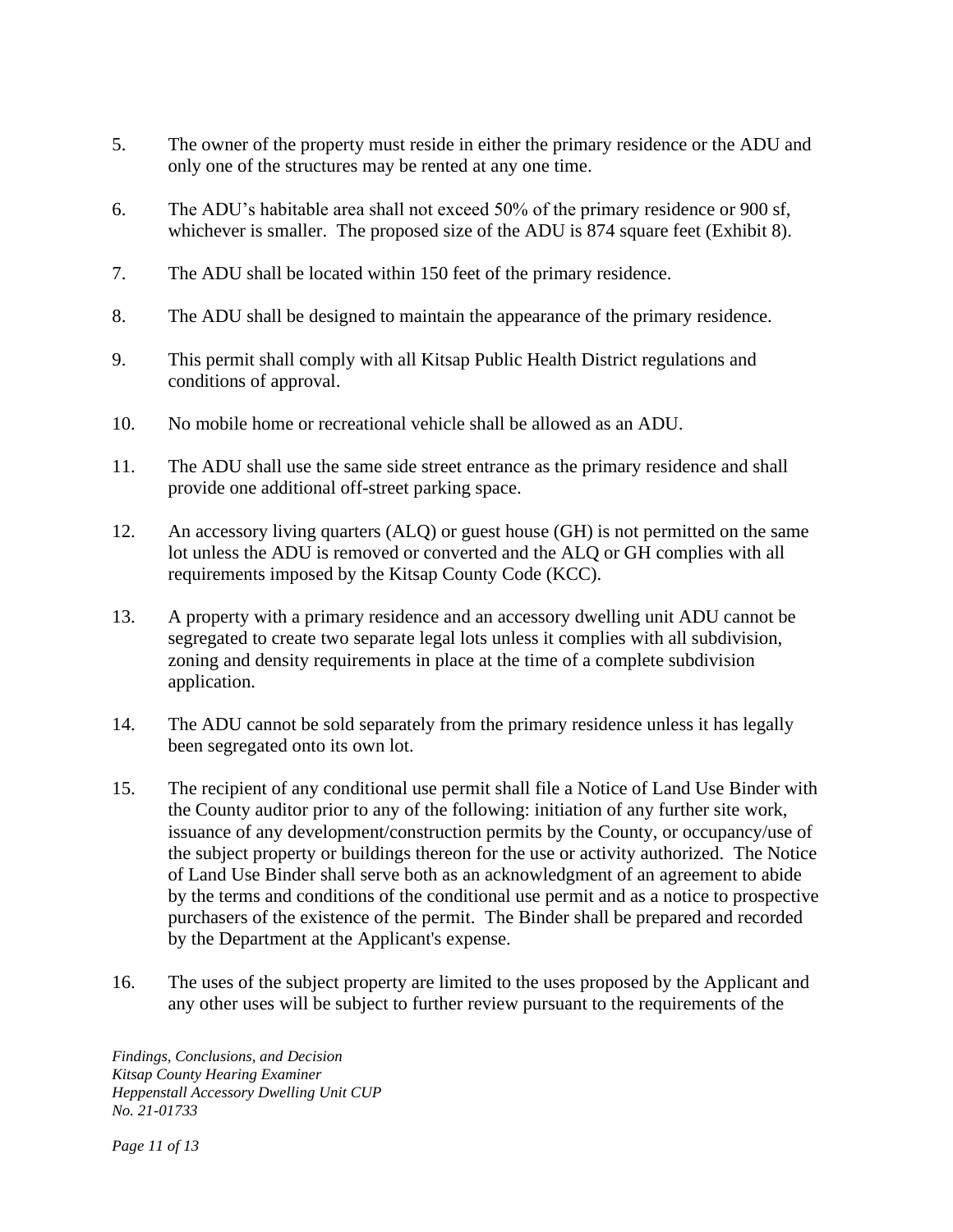5. The owner of the property must reside in either the primary residence or the ADU and only one of the structures may be rented at any one time.

6. The ADU's habitable area shall not exceed 50% of the primary residence or 900 sf, whichever is smaller. The proposed size of the ADU is 874 square feet (Exhibit 8).

7. The ADU shall be located within 150 feet of the primary residence.

8. The ADU shall be designed to maintain the appearance of the primary residence.

9. This permit shall comply with all Kitsap Public Health District regulations and conditions of approval.

10. No mobile home or recreational vehicle shall be allowed as an ADU.

11. The ADU shall use the same side street entrance as the primary residence and shall provide one additional off-street parking space.

12. An accessory living quarters (ALQ) or guest house (GH) is not permitted on the same lot unless the ADU is removed or converted and the ALQ or GH complies with all requirements imposed by the Kitsap County Code (KCC).

13. A property with a primary residence and an accessory dwelling unit ADU cannot be segregated to create two separate legal lots unless it complies with all subdivision, zoning and density requirements in place at the time of a complete subdivision application.

14. The ADU cannot be sold separately from the primary residence unless it has legally been segregated onto its own lot.

15. The recipient of any conditional use permit shall file a Notice of Land Use Binder with the County auditor prior to any of the following: initiation of any further site work, issuance of any development/construction permits by the County, or occupancy/use of the subject property or buildings thereon for the use or activity authorized. The Notice of Land Use Binder shall serve both as an acknowledgment of an agreement to abide by the terms and conditions of the conditional use permit and as a notice to prospective purchasers of the existence of the permit. The Binder shall be prepared and recorded by the Department at the Applicant's expense.

16. The uses of the subject property are limited to the uses proposed by the Applicant and any other uses will be subject to further review pursuant to the requirements of the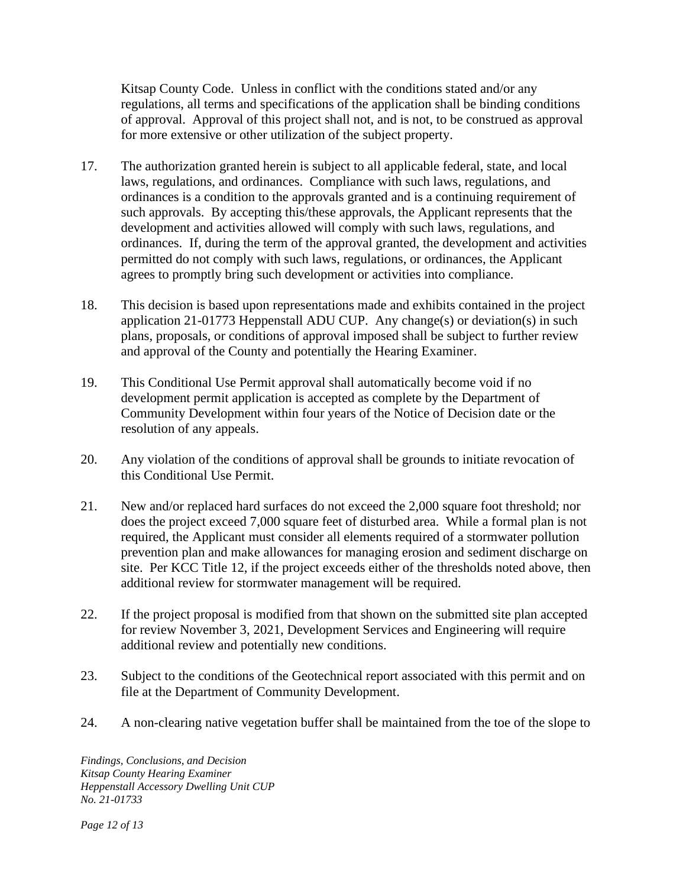Kitsap County Code. Unless in conflict with the conditions stated and/or any regulations, all terms and specifications of the application shall be binding conditions of approval. Approval of this project shall not, and is not, to be construed as approval for more extensive or other utilization of the subject property.

17. The authorization granted herein is subject to all applicable federal, state, and local laws, regulations, and ordinances. Compliance with such laws, regulations, and ordinances is a condition to the approvals granted and is a continuing requirement of such approvals. By accepting this/these approvals, the Applicant represents that the development and activities allowed will comply with such laws, regulations, and ordinances. If, during the term of the approval granted, the development and activities permitted do not comply with such laws, regulations, or ordinances, the Applicant agrees to promptly bring such development or activities into compliance.

18. This decision is based upon representations made and exhibits contained in the project application 21-01773 Heppenstall ADU CUP. Any change(s) or deviation(s) in such plans, proposals, or conditions of approval imposed shall be subject to further review and approval of the County and potentially the Hearing Examiner.

19. This Conditional Use Permit approval shall automatically become void if no development permit application is accepted as complete by the Department of Community Development within four years of the Notice of Decision date or the resolution of any appeals.

20. Any violation of the conditions of approval shall be grounds to initiate revocation of this Conditional Use Permit.

21. New and/or replaced hard surfaces do not exceed the 2,000 square foot threshold; nor does the project exceed 7,000 square feet of disturbed area. While a formal plan is not required, the Applicant must consider all elements required of a stormwater pollution prevention plan and make allowances for managing erosion and sediment discharge on site. Per KCC Title 12, if the project exceeds either of the thresholds noted above, then additional review for stormwater management will be required.

22. If the project proposal is modified from that shown on the submitted site plan accepted for review November 3, 2021, Development Services and Engineering will require additional review and potentially new conditions.

23. Subject to the conditions of the Geotechnical report associated with this permit and on file at the Department of Community Development.

24. A non-clearing native vegetation buffer shall be maintained from the toe of the slope to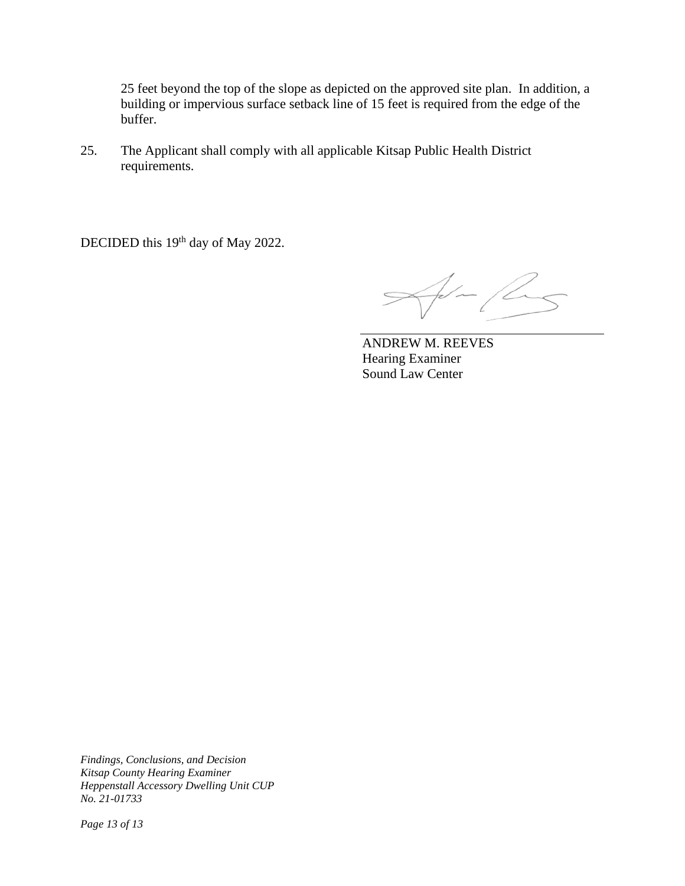25 feet beyond the top of the slope as depicted on the approved site plan. In addition, a building or impervious surface setback line of 15 feet is required from the edge of the buffer.

25. The Applicant shall comply with all applicable Kitsap Public Health District requirements.

DECIDED this 19th day of May 2022.

ANDREW M. REEVES
Hearing Examiner
Sound Law Center